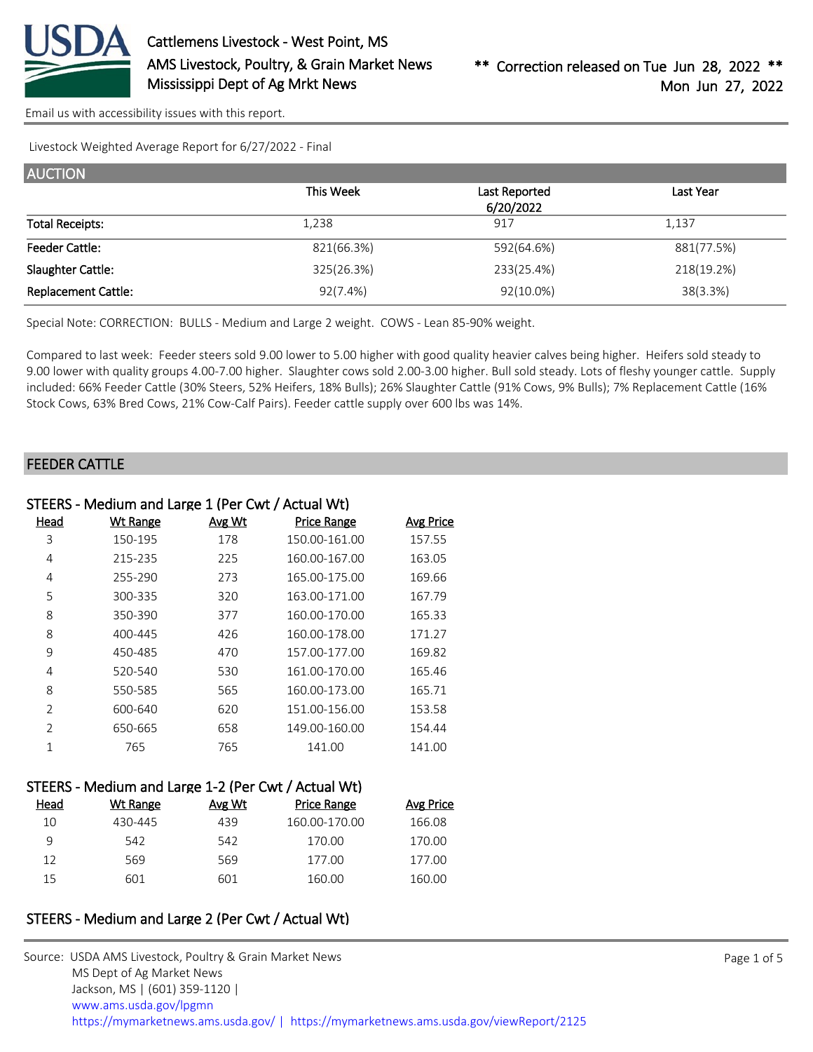Cattlemens Livestock - West Point, MS
AMS Livestock, Poultry, & Grain Market News
Mississippi Dept of Ag Mrkt News

** Correction released on Tue Jun 28, 2022 **
Mon Jun 27, 2022

Email us with accessibility issues with this report.

Livestock Weighted Average Report for 6/27/2022 - Final

## AUCTION

| | This Week | Last Reported 6/20/2022 | Last Year |
|---|---|---|---|
| Total Receipts: | 1,238 | 917 | 1,137 |
| Feeder Cattle: | 821(66.3%) | 592(64.6%) | 881(77.5%) |
| Slaughter Cattle: | 325(26.3%) | 233(25.4%) | 218(19.2%) |
| Replacement Cattle: | 92(7.4%) | 92(10.0%) | 38(3.3%) |

Special Note: CORRECTION: BULLS - Medium and Large 2 weight. COWS - Lean 85-90% weight.

Compared to last week: Feeder steers sold 9.00 lower to 5.00 higher with good quality heavier calves being higher. Heifers sold steady to 9.00 lower with quality groups 4.00-7.00 higher. Slaughter cows sold 2.00-3.00 higher. Bull sold steady. Lots of fleshy younger cattle. Supply included: 66% Feeder Cattle (30% Steers, 52% Heifers, 18% Bulls); 26% Slaughter Cattle (91% Cows, 9% Bulls); 7% Replacement Cattle (16% Stock Cows, 63% Bred Cows, 21% Cow-Calf Pairs). Feeder cattle supply over 600 lbs was 14%.

## FEEDER CATTLE

### STEERS - Medium and Large 1 (Per Cwt / Actual Wt)

| Head | Wt Range | Avg Wt | Price Range | Avg Price |
|---|---|---|---|---|
| 3 | 150-195 | 178 | 150.00-161.00 | 157.55 |
| 4 | 215-235 | 225 | 160.00-167.00 | 163.05 |
| 4 | 255-290 | 273 | 165.00-175.00 | 169.66 |
| 5 | 300-335 | 320 | 163.00-171.00 | 167.79 |
| 8 | 350-390 | 377 | 160.00-170.00 | 165.33 |
| 8 | 400-445 | 426 | 160.00-178.00 | 171.27 |
| 9 | 450-485 | 470 | 157.00-177.00 | 169.82 |
| 4 | 520-540 | 530 | 161.00-170.00 | 165.46 |
| 8 | 550-585 | 565 | 160.00-173.00 | 165.71 |
| 2 | 600-640 | 620 | 151.00-156.00 | 153.58 |
| 2 | 650-665 | 658 | 149.00-160.00 | 154.44 |
| 1 | 765 | 765 | 141.00 | 141.00 |

### STEERS - Medium and Large 1-2 (Per Cwt / Actual Wt)

| Head | Wt Range | Avg Wt | Price Range | Avg Price |
|---|---|---|---|---|
| 10 | 430-445 | 439 | 160.00-170.00 | 166.08 |
| 9 | 542 | 542 | 170.00 | 170.00 |
| 12 | 569 | 569 | 177.00 | 177.00 |
| 15 | 601 | 601 | 160.00 | 160.00 |

### STEERS - Medium and Large 2 (Per Cwt / Actual Wt)

Source: USDA AMS Livestock, Poultry & Grain Market News
MS Dept of Ag Market News
Jackson, MS | (601) 359-1120 |
www.ams.usda.gov/lpgmn
https://mymarketnews.ams.usda.gov/ | https://mymarketnews.ams.usda.gov/viewReport/2125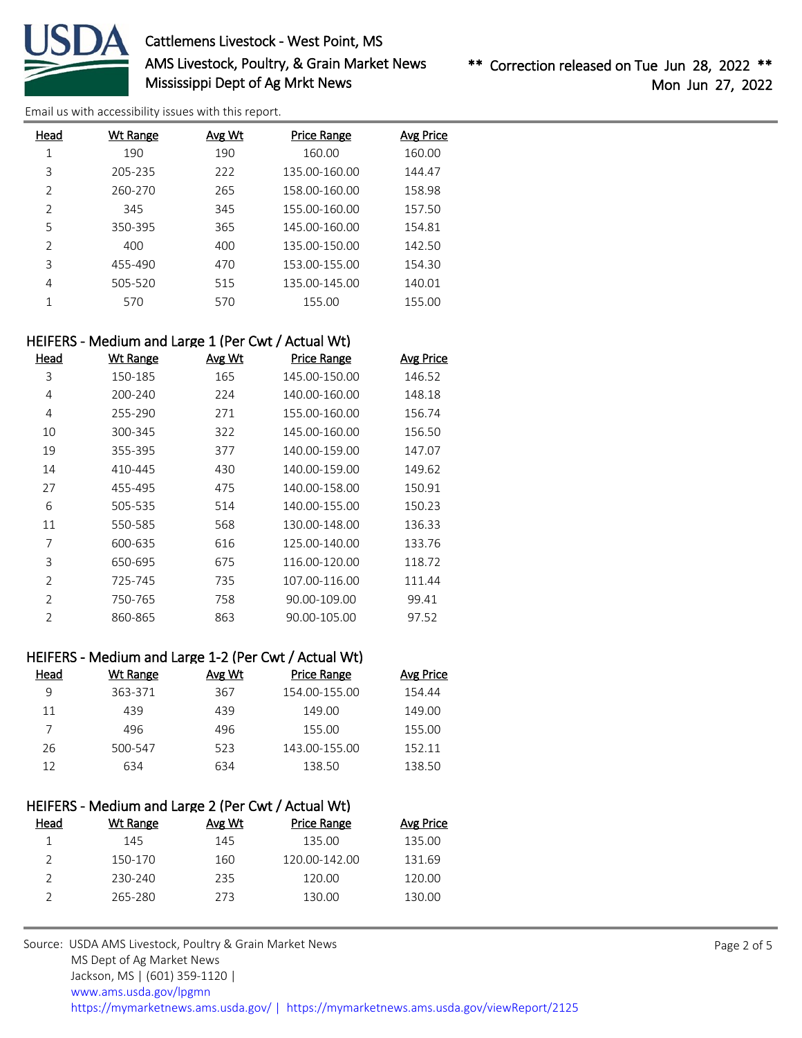| Head | Wt Range | Avg Wt | Price Range | Avg Price |
|---|---|---|---|---|
| 1 | 190 | 190 | 160.00 | 160.00 |
| 3 | 205-235 | 222 | 135.00-160.00 | 144.47 |
| 2 | 260-270 | 265 | 158.00-160.00 | 158.98 |
| 2 | 345 | 345 | 155.00-160.00 | 157.50 |
| 5 | 350-395 | 365 | 145.00-160.00 | 154.81 |
| 2 | 400 | 400 | 135.00-150.00 | 142.50 |
| 3 | 455-490 | 470 | 153.00-155.00 | 154.30 |
| 4 | 505-520 | 515 | 135.00-145.00 | 140.01 |
| 1 | 570 | 570 | 155.00 | 155.00 |

## HEIFERS - Medium and Large 1 (Per Cwt / Actual Wt)

| Head | Wt Range | Avg Wt | Price Range | Avg Price |
|---|---|---|---|---|
| 3 | 150-185 | 165 | 145.00-150.00 | 146.52 |
| 4 | 200-240 | 224 | 140.00-160.00 | 148.18 |
| 4 | 255-290 | 271 | 155.00-160.00 | 156.74 |
| 10 | 300-345 | 322 | 145.00-160.00 | 156.50 |
| 19 | 355-395 | 377 | 140.00-159.00 | 147.07 |
| 14 | 410-445 | 430 | 140.00-159.00 | 149.62 |
| 27 | 455-495 | 475 | 140.00-158.00 | 150.91 |
| 6 | 505-535 | 514 | 140.00-155.00 | 150.23 |
| 11 | 550-585 | 568 | 130.00-148.00 | 136.33 |
| 7 | 600-635 | 616 | 125.00-140.00 | 133.76 |
| 3 | 650-695 | 675 | 116.00-120.00 | 118.72 |
| 2 | 725-745 | 735 | 107.00-116.00 | 111.44 |
| 2 | 750-765 | 758 | 90.00-109.00 | 99.41 |
| 2 | 860-865 | 863 | 90.00-105.00 | 97.52 |

## HEIFERS - Medium and Large 1-2 (Per Cwt / Actual Wt)

| Head | Wt Range | Avg Wt | Price Range | Avg Price |
|---|---|---|---|---|
| 9 | 363-371 | 367 | 154.00-155.00 | 154.44 |
| 11 | 439 | 439 | 149.00 | 149.00 |
| 7 | 496 | 496 | 155.00 | 155.00 |
| 26 | 500-547 | 523 | 143.00-155.00 | 152.11 |
| 12 | 634 | 634 | 138.50 | 138.50 |

## HEIFERS - Medium and Large 2 (Per Cwt / Actual Wt)

| Head | Wt Range | Avg Wt | Price Range | Avg Price |
|---|---|---|---|---|
| 1 | 145 | 145 | 135.00 | 135.00 |
| 2 | 150-170 | 160 | 120.00-142.00 | 131.69 |
| 2 | 230-240 | 235 | 120.00 | 120.00 |
| 2 | 265-280 | 273 | 130.00 | 130.00 |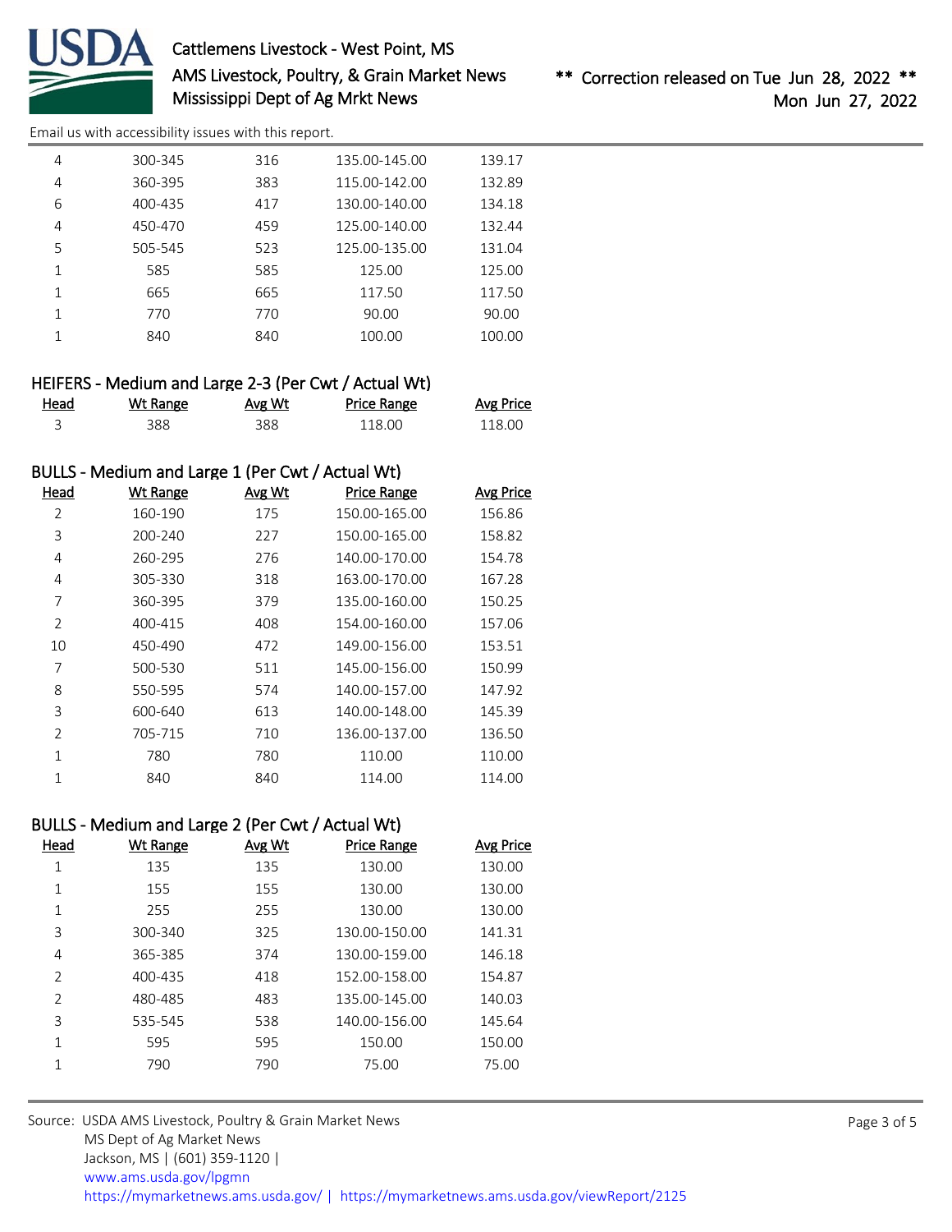| Head | Wt Range | Avg Wt | Price Range | Avg Price |
|---|---|---|---|---|
| 4 | 300-345 | 316 | 135.00-145.00 | 139.17 |
| 4 | 360-395 | 383 | 115.00-142.00 | 132.89 |
| 6 | 400-435 | 417 | 130.00-140.00 | 134.18 |
| 4 | 450-470 | 459 | 125.00-140.00 | 132.44 |
| 5 | 505-545 | 523 | 125.00-135.00 | 131.04 |
| 1 | 585 | 585 | 125.00 | 125.00 |
| 1 | 665 | 665 | 117.50 | 117.50 |
| 1 | 770 | 770 | 90.00 | 90.00 |
| 1 | 840 | 840 | 100.00 | 100.00 |

## HEIFERS - Medium and Large 2-3 (Per Cwt / Actual Wt)

| Head | Wt Range | Avg Wt | Price Range | Avg Price |
|---|---|---|---|---|
| 3 | 388 | 388 | 118.00 | 118.00 |

## BULLS - Medium and Large 1 (Per Cwt / Actual Wt)

| Head | Wt Range | Avg Wt | Price Range | Avg Price |
|---|---|---|---|---|
| 2 | 160-190 | 175 | 150.00-165.00 | 156.86 |
| 3 | 200-240 | 227 | 150.00-165.00 | 158.82 |
| 4 | 260-295 | 276 | 140.00-170.00 | 154.78 |
| 4 | 305-330 | 318 | 163.00-170.00 | 167.28 |
| 7 | 360-395 | 379 | 135.00-160.00 | 150.25 |
| 2 | 400-415 | 408 | 154.00-160.00 | 157.06 |
| 10 | 450-490 | 472 | 149.00-156.00 | 153.51 |
| 7 | 500-530 | 511 | 145.00-156.00 | 150.99 |
| 8 | 550-595 | 574 | 140.00-157.00 | 147.92 |
| 3 | 600-640 | 613 | 140.00-148.00 | 145.39 |
| 2 | 705-715 | 710 | 136.00-137.00 | 136.50 |
| 1 | 780 | 780 | 110.00 | 110.00 |
| 1 | 840 | 840 | 114.00 | 114.00 |

## BULLS - Medium and Large 2 (Per Cwt / Actual Wt)

| Head | Wt Range | Avg Wt | Price Range | Avg Price |
|---|---|---|---|---|
| 1 | 135 | 135 | 130.00 | 130.00 |
| 1 | 155 | 155 | 130.00 | 130.00 |
| 1 | 255 | 255 | 130.00 | 130.00 |
| 3 | 300-340 | 325 | 130.00-150.00 | 141.31 |
| 4 | 365-385 | 374 | 130.00-159.00 | 146.18 |
| 2 | 400-435 | 418 | 152.00-158.00 | 154.87 |
| 2 | 480-485 | 483 | 135.00-145.00 | 140.03 |
| 3 | 535-545 | 538 | 140.00-156.00 | 145.64 |
| 1 | 595 | 595 | 150.00 | 150.00 |
| 1 | 790 | 790 | 75.00 | 75.00 |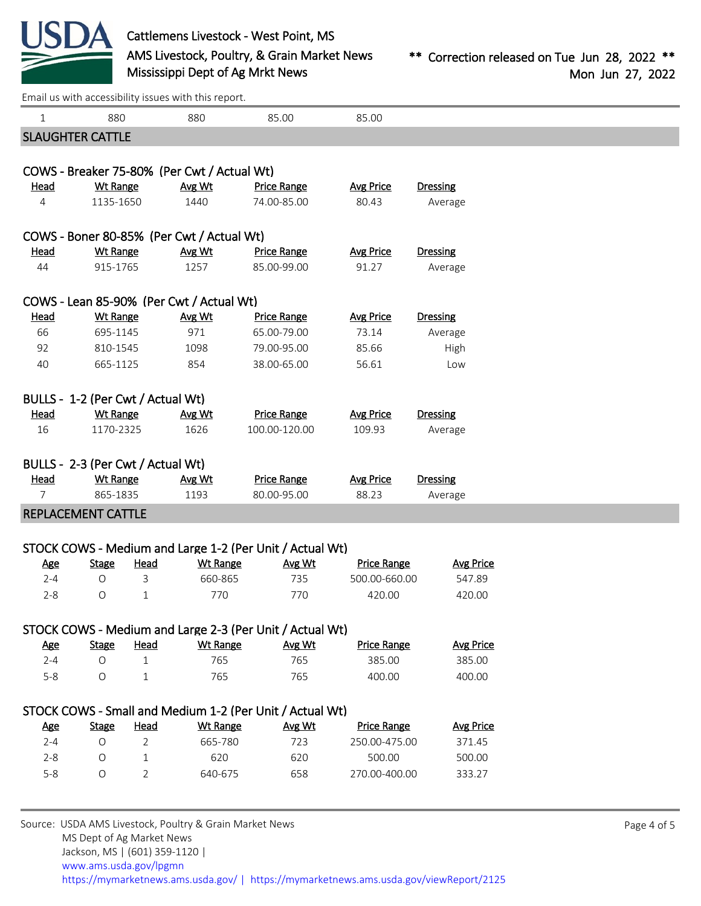Email us with accessibility issues with this report.

| | | | | |
|---|---|---|---|---|
| 1 | 880 | 880 | 85.00 | 85.00 |

## SLAUGHTER CATTLE

### COWS - Breaker 75-80% (Per Cwt / Actual Wt)

| Head | Wt Range | Avg Wt | Price Range | Avg Price | Dressing |
|---|---|---|---|---|---|
| 4 | 1135-1650 | 1440 | 74.00-85.00 | 80.43 | Average |

### COWS - Boner 80-85% (Per Cwt / Actual Wt)

| Head | Wt Range | Avg Wt | Price Range | Avg Price | Dressing |
|---|---|---|---|---|---|
| 44 | 915-1765 | 1257 | 85.00-99.00 | 91.27 | Average |

### COWS - Lean 85-90% (Per Cwt / Actual Wt)

| Head | Wt Range | Avg Wt | Price Range | Avg Price | Dressing |
|---|---|---|---|---|---|
| 66 | 695-1145 | 971 | 65.00-79.00 | 73.14 | Average |
| 92 | 810-1545 | 1098 | 79.00-95.00 | 85.66 | High |
| 40 | 665-1125 | 854 | 38.00-65.00 | 56.61 | Low |

### BULLS - 1-2 (Per Cwt / Actual Wt)

| Head | Wt Range | Avg Wt | Price Range | Avg Price | Dressing |
|---|---|---|---|---|---|
| 16 | 1170-2325 | 1626 | 100.00-120.00 | 109.93 | Average |

### BULLS - 2-3 (Per Cwt / Actual Wt)

| Head | Wt Range | Avg Wt | Price Range | Avg Price | Dressing |
|---|---|---|---|---|---|
| 7 | 865-1835 | 1193 | 80.00-95.00 | 88.23 | Average |

## REPLACEMENT CATTLE

### STOCK COWS - Medium and Large 1-2 (Per Unit / Actual Wt)

| Age | Stage | Head | Wt Range | Avg Wt | Price Range | Avg Price |
|---|---|---|---|---|---|---|
| 2-4 | O | 3 | 660-865 | 735 | 500.00-660.00 | 547.89 |
| 2-8 | O | 1 | 770 | 770 | 420.00 | 420.00 |

### STOCK COWS - Medium and Large 2-3 (Per Unit / Actual Wt)

| Age | Stage | Head | Wt Range | Avg Wt | Price Range | Avg Price |
|---|---|---|---|---|---|---|
| 2-4 | O | 1 | 765 | 765 | 385.00 | 385.00 |
| 5-8 | O | 1 | 765 | 765 | 400.00 | 400.00 |

### STOCK COWS - Small and Medium 1-2 (Per Unit / Actual Wt)

| Age | Stage | Head | Wt Range | Avg Wt | Price Range | Avg Price |
|---|---|---|---|---|---|---|
| 2-4 | O | 2 | 665-780 | 723 | 250.00-475.00 | 371.45 |
| 2-8 | O | 1 | 620 | 620 | 500.00 | 500.00 |
| 5-8 | O | 2 | 640-675 | 658 | 270.00-400.00 | 333.27 |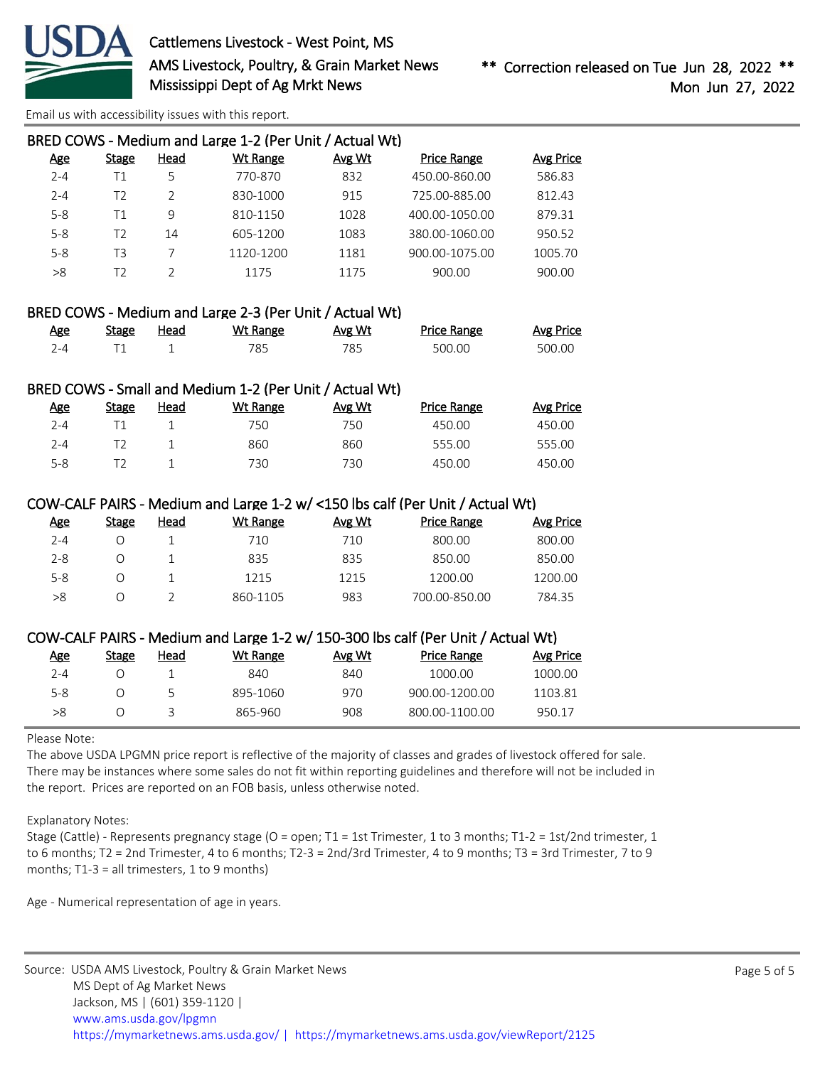Cattlemens Livestock - West Point, MS
AMS Livestock, Poultry, & Grain Market News
Mississippi Dept of Ag Mrkt News

** Correction released on Tue Jun 28, 2022 **
Mon Jun 27, 2022

Email us with accessibility issues with this report.

## BRED COWS - Medium and Large 1-2 (Per Unit / Actual Wt)

| Age | Stage | Head | Wt Range | Avg Wt | Price Range | Avg Price |
|---|---|---|---|---|---|---|
| 2-4 | T1 | 5 | 770-870 | 832 | 450.00-860.00 | 586.83 |
| 2-4 | T2 | 2 | 830-1000 | 915 | 725.00-885.00 | 812.43 |
| 5-8 | T1 | 9 | 810-1150 | 1028 | 400.00-1050.00 | 879.31 |
| 5-8 | T2 | 14 | 605-1200 | 1083 | 380.00-1060.00 | 950.52 |
| 5-8 | T3 | 7 | 1120-1200 | 1181 | 900.00-1075.00 | 1005.70 |
| >8 | T2 | 2 | 1175 | 1175 | 900.00 | 900.00 |

## BRED COWS - Medium and Large 2-3 (Per Unit / Actual Wt)

| Age | Stage | Head | Wt Range | Avg Wt | Price Range | Avg Price |
|---|---|---|---|---|---|---|
| 2-4 | T1 | 1 | 785 | 785 | 500.00 | 500.00 |

## BRED COWS - Small and Medium 1-2 (Per Unit / Actual Wt)

| Age | Stage | Head | Wt Range | Avg Wt | Price Range | Avg Price |
|---|---|---|---|---|---|---|
| 2-4 | T1 | 1 | 750 | 750 | 450.00 | 450.00 |
| 2-4 | T2 | 1 | 860 | 860 | 555.00 | 555.00 |
| 5-8 | T2 | 1 | 730 | 730 | 450.00 | 450.00 |

## COW-CALF PAIRS - Medium and Large 1-2 w/ <150 lbs calf (Per Unit / Actual Wt)

| Age | Stage | Head | Wt Range | Avg Wt | Price Range | Avg Price |
|---|---|---|---|---|---|---|
| 2-4 | O | 1 | 710 | 710 | 800.00 | 800.00 |
| 2-8 | O | 1 | 835 | 835 | 850.00 | 850.00 |
| 5-8 | O | 1 | 1215 | 1215 | 1200.00 | 1200.00 |
| >8 | O | 2 | 860-1105 | 983 | 700.00-850.00 | 784.35 |

## COW-CALF PAIRS - Medium and Large 1-2 w/ 150-300 lbs calf (Per Unit / Actual Wt)

| Age | Stage | Head | Wt Range | Avg Wt | Price Range | Avg Price |
|---|---|---|---|---|---|---|
| 2-4 | O | 1 | 840 | 840 | 1000.00 | 1000.00 |
| 5-8 | O | 5 | 895-1060 | 970 | 900.00-1200.00 | 1103.81 |
| >8 | O | 3 | 865-960 | 908 | 800.00-1100.00 | 950.17 |

Please Note:
The above USDA LPGMN price report is reflective of the majority of classes and grades of livestock offered for sale. There may be instances where some sales do not fit within reporting guidelines and therefore will not be included in the report. Prices are reported on an FOB basis, unless otherwise noted.

Explanatory Notes:
Stage (Cattle) - Represents pregnancy stage (O = open; T1 = 1st Trimester, 1 to 3 months; T1-2 = 1st/2nd trimester, 1 to 6 months; T2 = 2nd Trimester, 4 to 6 months; T2-3 = 2nd/3rd Trimester, 4 to 9 months; T3 = 3rd Trimester, 7 to 9 months; T1-3 = all trimesters, 1 to 9 months)

Age - Numerical representation of age in years.

Source: USDA AMS Livestock, Poultry & Grain Market News
MS Dept of Ag Market News
Jackson, MS | (601) 359-1120 |
www.ams.usda.gov/lpgmn
https://mymarketnews.ams.usda.gov/ | https://mymarketnews.ams.usda.gov/viewReport/2125